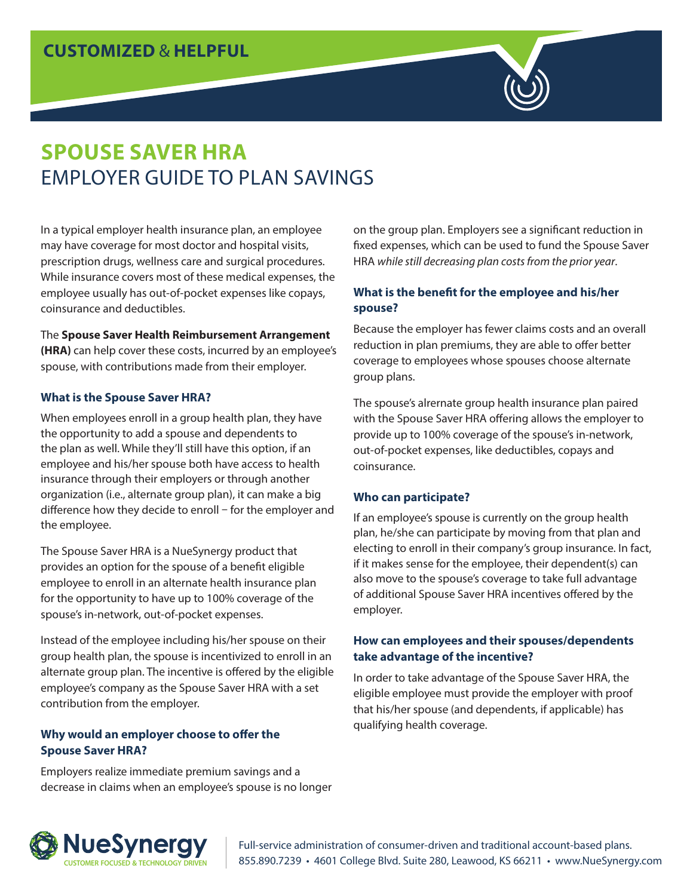**CUSTOMIZED** & **HELPFUL**

# SPOUSE SAVER HRA

## EMPLOYER GUIDE TO PLAN SAVINGS

In a typical employer health insurance plan, an employee may have coverage for most doctor and hospital visits, prescription drugs, wellness care and surgical procedures. While insurance covers most of these medical expenses, the employee usually has out-of-pocket expenses like copays, coinsurance and deductibles.

The **Spouse Saver Health Reimbursement Arrangement (HRA)** can help cover these costs, incurred by an employee's spouse, with contributions made from their employer.

### What is the Spouse Saver HRA?

When employees enroll in a group health plan, they have the opportunity to add a spouse and dependents to the plan as well. While they'll still have this option, if an employee and his/her spouse both have access to health insurance through their employers or through another organization (i.e., alternate group plan), it can make a big difference how they decide to enroll − for the employer and the employee.

The Spouse Saver HRA is a NueSynergy product that provides an option for the spouse of a benefit eligible employee to enroll in an alternate health insurance plan for the opportunity to have up to 100% coverage of the spouse's in-network, out-of-pocket expenses.

Instead of the employee including his/her spouse on their group health plan, the spouse is incentivized to enroll in an alternate group plan. The incentive is offered by the eligible employee's company as the Spouse Saver HRA with a set contribution from the employer.

### Why would an employer choose to offer the Spouse Saver HRA?

Employers realize immediate premium savings and a decrease in claims when an employee's spouse is no longer on the group plan. Employers see a significant reduction in fixed expenses, which can be used to fund the Spouse Saver HRA *while still decreasing plan costs from the prior year*.

### What is the benefit for the employee and his/her spouse?

Because the employer has fewer claims costs and an overall reduction in plan premiums, they are able to offer better coverage to employees whose spouses choose alternate group plans.

The spouse's alrernate group health insurance plan paired with the Spouse Saver HRA offering allows the employer to provide up to 100% coverage of the spouse's in-network, out-of-pocket expenses, like deductibles, copays and coinsurance.

### Who can participate?

If an employee's spouse is currently on the group health plan, he/she can participate by moving from that plan and electing to enroll in their company's group insurance. In fact, if it makes sense for the employee, their dependent(s) can also move to the spouse's coverage to take full advantage of additional Spouse Saver HRA incentives offered by the employer.

### How can employees and their spouses/dependents take advantage of the incentive?

In order to take advantage of the Spouse Saver HRA, the eligible employee must provide the employer with proof that his/her spouse (and dependents, if applicable) has qualifying health coverage.

NueSynergy — CUSTOMER FOCUSED & TECHNOLOGY DRIVEN

Full-service administration of consumer-driven and traditional account-based plans.
855.890.7239 • 4601 College Blvd. Suite 280, Leawood, KS 66211 • www.NueSynergy.com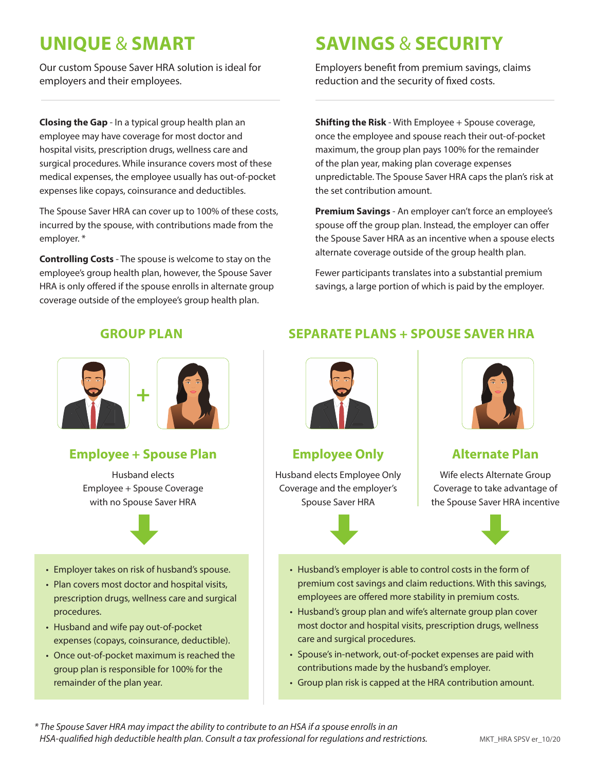## UNIQUE & SMART

Our custom Spouse Saver HRA solution is ideal for employers and their employees.

**Closing the Gap** - In a typical group health plan an employee may have coverage for most doctor and hospital visits, prescription drugs, wellness care and surgical procedures. While insurance covers most of these medical expenses, the employee usually has out-of-pocket expenses like copays, coinsurance and deductibles.

The Spouse Saver HRA can cover up to 100% of these costs, incurred by the spouse, with contributions made from the employer. *

**Controlling Costs** - The spouse is welcome to stay on the employee's group health plan, however, the Spouse Saver HRA is only offered if the spouse enrolls in alternate group coverage outside of the employee's group health plan.

## SAVINGS & SECURITY

Employers benefit from premium savings, claims reduction and the security of fixed costs.

**Shifting the Risk** - With Employee + Spouse coverage, once the employee and spouse reach their out-of-pocket maximum, the group plan pays 100% for the remainder of the plan year, making plan coverage expenses unpredictable. The Spouse Saver HRA caps the plan's risk at the set contribution amount.

**Premium Savings** - An employer can't force an employee's spouse off the group plan. Instead, the employer can offer the Spouse Saver HRA as an incentive when a spouse elects alternate coverage outside of the group health plan.

Fewer participants translates into a substantial premium savings, a large portion of which is paid by the employer.

## GROUP PLAN

### Employee + Spouse Plan

Husband elects Employee + Spouse Coverage with no Spouse Saver HRA

- Employer takes on risk of husband's spouse.
- Plan covers most doctor and hospital visits, prescription drugs, wellness care and surgical procedures.
- Husband and wife pay out-of-pocket expenses (copays, coinsurance, deductible).
- Once out-of-pocket maximum is reached the group plan is responsible for 100% for the remainder of the plan year.

## SEPARATE PLANS + SPOUSE SAVER HRA

### Employee Only

Husband elects Employee Only Coverage and the employer's Spouse Saver HRA

### Alternate Plan

Wife elects Alternate Group Coverage to take advantage of the Spouse Saver HRA incentive

- Husband's employer is able to control costs in the form of premium cost savings and claim reductions. With this savings, employees are offered more stability in premium costs.
- Husband's group plan and wife's alternate group plan cover most doctor and hospital visits, prescription drugs, wellness care and surgical procedures.
- Spouse's in-network, out-of-pocket expenses are paid with contributions made by the husband's employer.
- Group plan risk is capped at the HRA contribution amount.

*\* The Spouse Saver HRA may impact the ability to contribute to an HSA if a spouse enrolls in an HSA-qualified high deductible health plan. Consult a tax professional for regulations and restrictions.*

MKT_HRA SPSV er_10/20